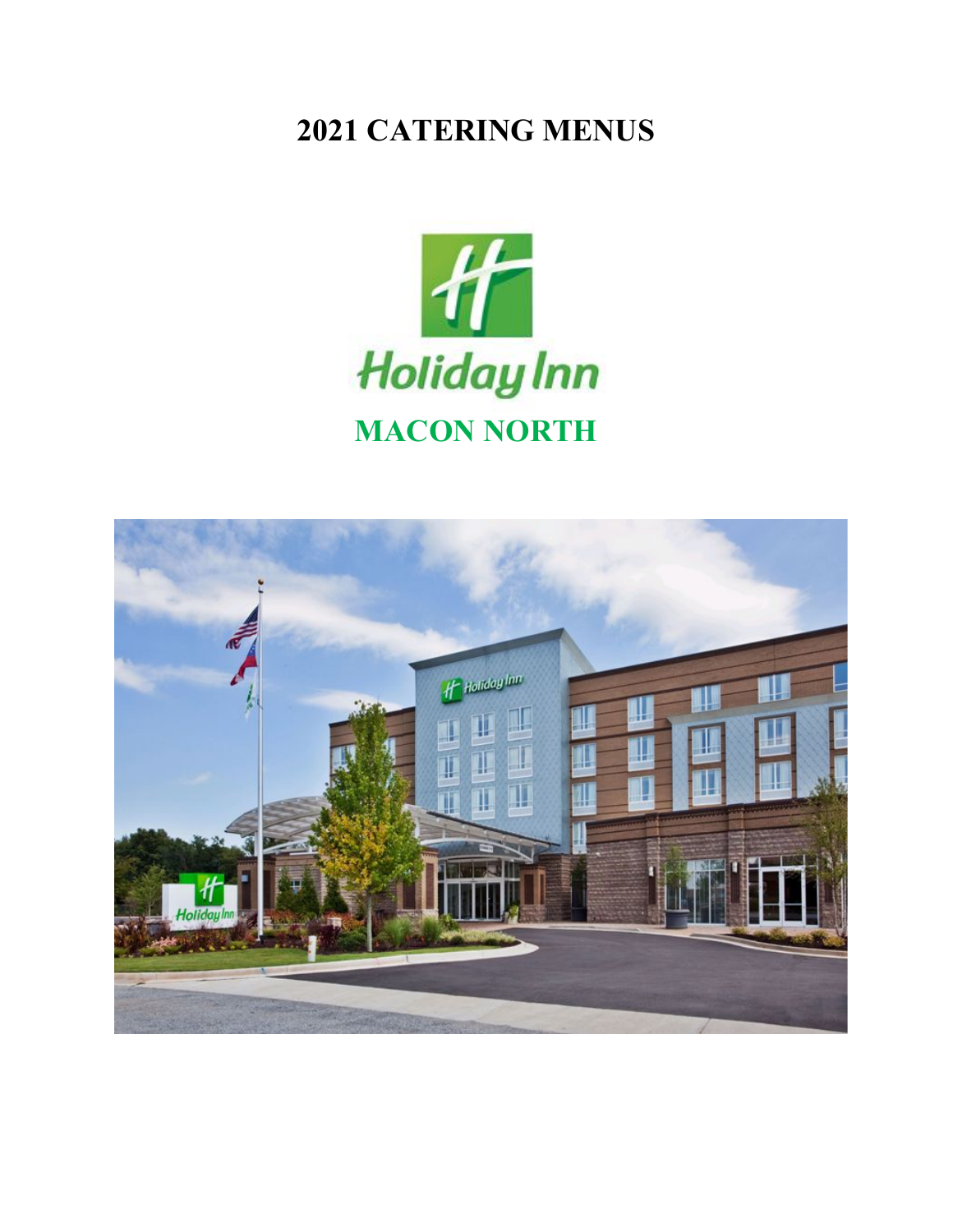# 2021 CATERING MENUS

Holiday Inn

## MACON NORTH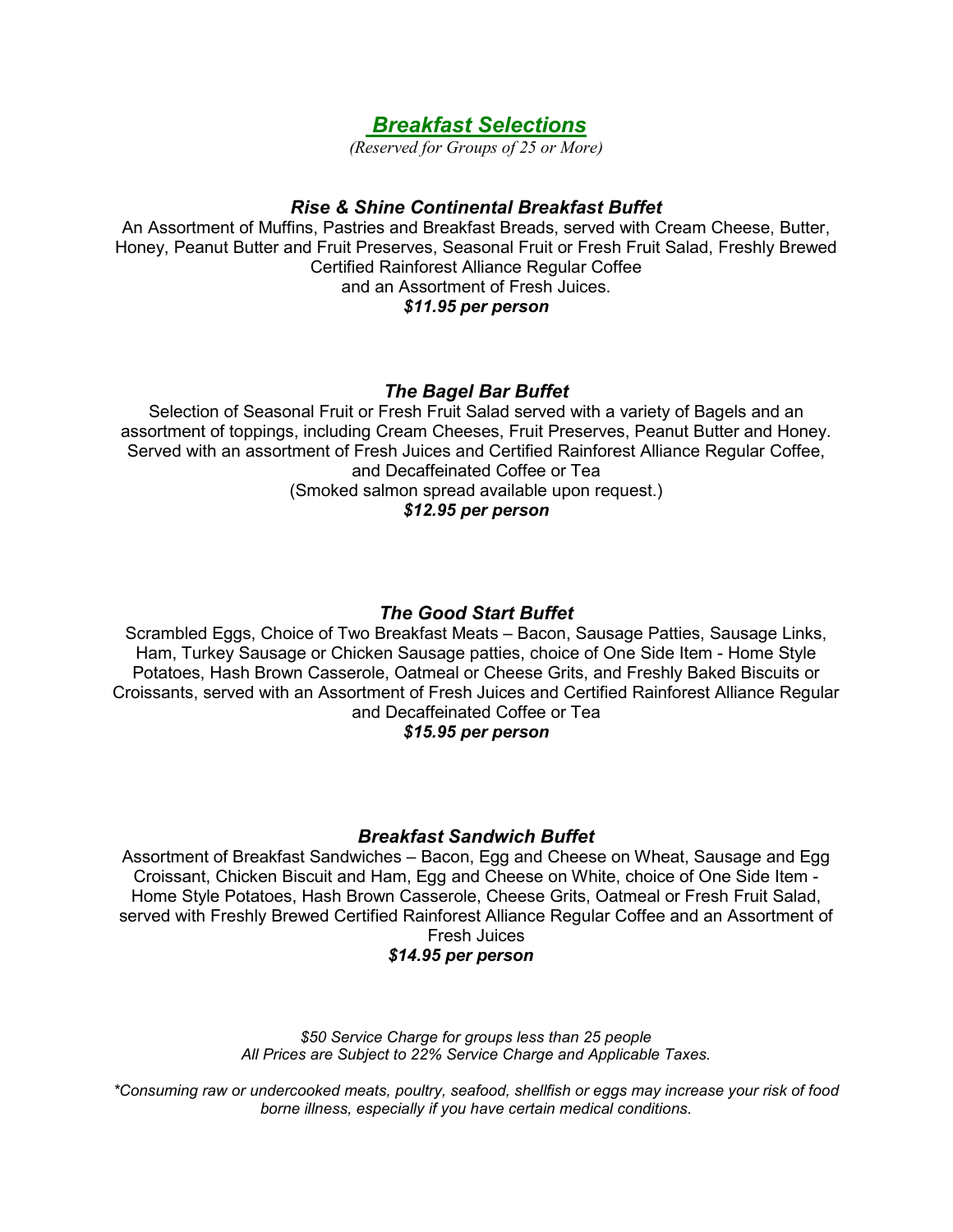# *Breakfast Selections*

*(Reserved for Groups of 25 or More)*

### *Rise & Shine Continental Breakfast Buffet*

An Assortment of Muffins, Pastries and Breakfast Breads, served with Cream Cheese, Butter, Honey, Peanut Butter and Fruit Preserves, Seasonal Fruit or Fresh Fruit Salad, Freshly Brewed Certified Rainforest Alliance Regular Coffee and an Assortment of Fresh Juices.

***$11.95 per person***

### *The Bagel Bar Buffet*

Selection of Seasonal Fruit or Fresh Fruit Salad served with a variety of Bagels and an assortment of toppings, including Cream Cheeses, Fruit Preserves, Peanut Butter and Honey. Served with an assortment of Fresh Juices and Certified Rainforest Alliance Regular Coffee, and Decaffeinated Coffee or Tea

(Smoked salmon spread available upon request.)

***$12.95 per person***

### *The Good Start Buffet*

Scrambled Eggs, Choice of Two Breakfast Meats – Bacon, Sausage Patties, Sausage Links, Ham, Turkey Sausage or Chicken Sausage patties, choice of One Side Item - Home Style Potatoes, Hash Brown Casserole, Oatmeal or Cheese Grits, and Freshly Baked Biscuits or Croissants, served with an Assortment of Fresh Juices and Certified Rainforest Alliance Regular and Decaffeinated Coffee or Tea

***$15.95 per person***

### *Breakfast Sandwich Buffet*

Assortment of Breakfast Sandwiches – Bacon, Egg and Cheese on Wheat, Sausage and Egg Croissant, Chicken Biscuit and Ham, Egg and Cheese on White, choice of One Side Item - Home Style Potatoes, Hash Brown Casserole, Cheese Grits, Oatmeal or Fresh Fruit Salad, served with Freshly Brewed Certified Rainforest Alliance Regular Coffee and an Assortment of Fresh Juices

***$14.95 per person***

*$50 Service Charge for groups less than 25 people*
*All Prices are Subject to 22% Service Charge and Applicable Taxes.*

**Consuming raw or undercooked meats, poultry, seafood, shellfish or eggs may increase your risk of food borne illness, especially if you have certain medical conditions.*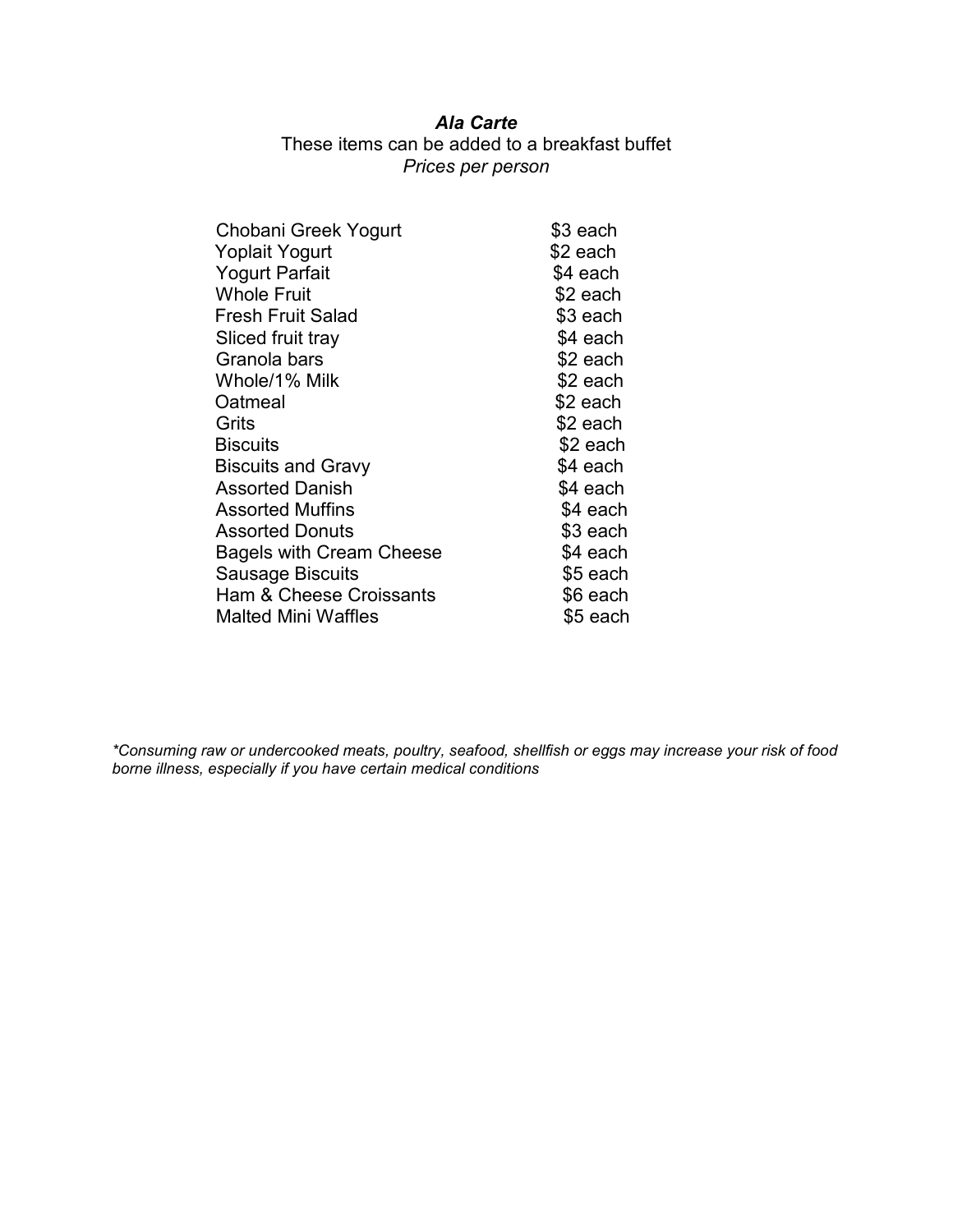## *Ala Carte*

These items can be added to a breakfast buffet

*Prices per person*

| Item | Price |
| --- | --- |
| Chobani Greek Yogurt | $3 each |
| Yoplait Yogurt | $2 each |
| Yogurt Parfait | $4 each |
| Whole Fruit | $2 each |
| Fresh Fruit Salad | $3 each |
| Sliced fruit tray | $4 each |
| Granola bars | $2 each |
| Whole/1% Milk | $2 each |
| Oatmeal | $2 each |
| Grits | $2 each |
| Biscuits | $2 each |
| Biscuits and Gravy | $4 each |
| Assorted Danish | $4 each |
| Assorted Muffins | $4 each |
| Assorted Donuts | $3 each |
| Bagels with Cream Cheese | $4 each |
| Sausage Biscuits | $5 each |
| Ham & Cheese Croissants | $6 each |
| Malted Mini Waffles | $5 each |

*\*Consuming raw or undercooked meats, poultry, seafood, shellfish or eggs may increase your risk of food borne illness, especially if you have certain medical conditions*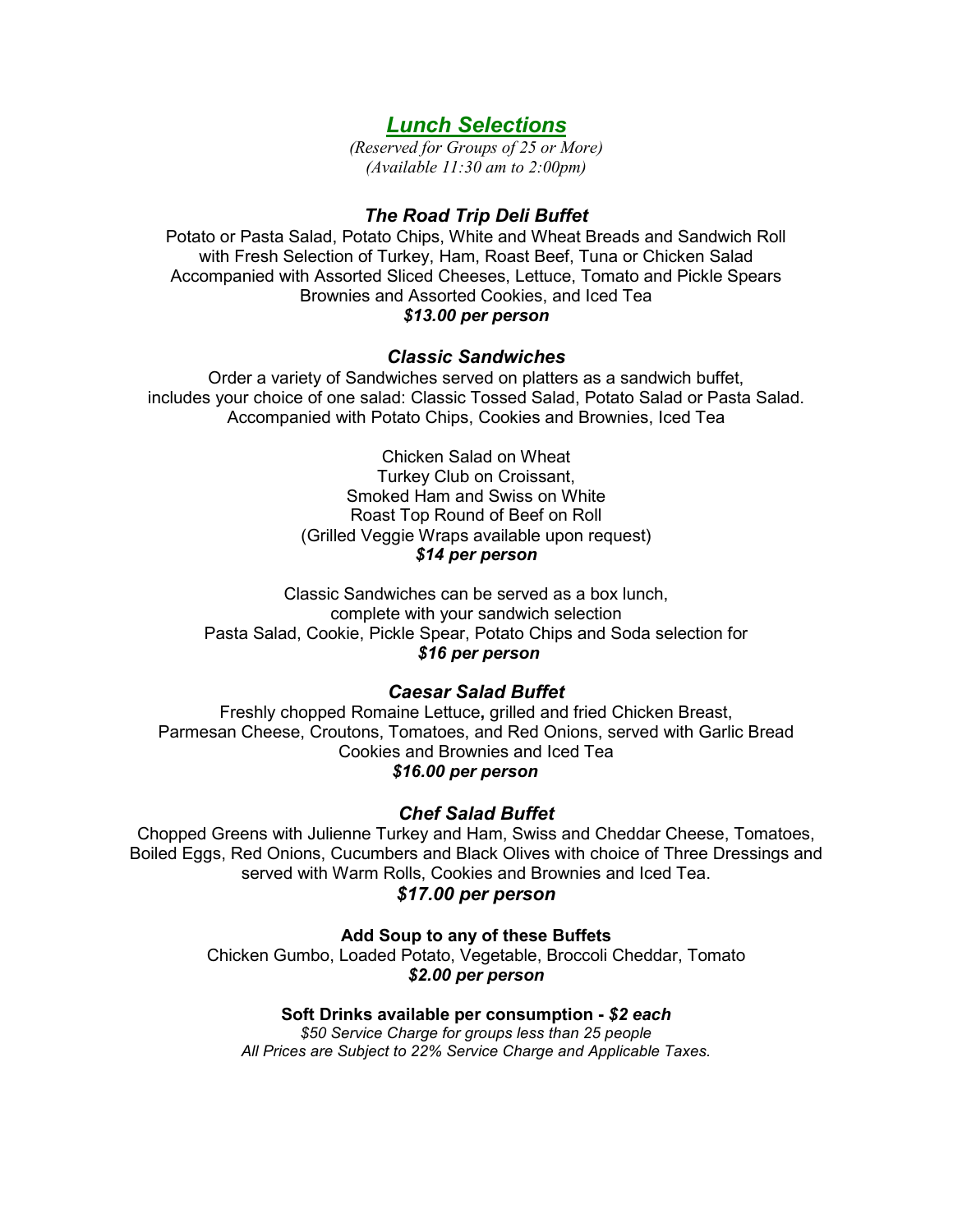# ***Lunch Selections***

*(Reserved for Groups of 25 or More)*
*(Available 11:30 am to 2:00pm)*

### *The Road Trip Deli Buffet*

Potato or Pasta Salad, Potato Chips, White and Wheat Breads and Sandwich Roll
with Fresh Selection of Turkey, Ham, Roast Beef, Tuna or Chicken Salad
Accompanied with Assorted Sliced Cheeses, Lettuce, Tomato and Pickle Spears
Brownies and Assorted Cookies, and Iced Tea

***$13.00 per person***

### *Classic Sandwiches*

Order a variety of Sandwiches served on platters as a sandwich buffet,
includes your choice of one salad: Classic Tossed Salad, Potato Salad or Pasta Salad.
Accompanied with Potato Chips, Cookies and Brownies, Iced Tea

Chicken Salad on Wheat
Turkey Club on Croissant,
Smoked Ham and Swiss on White
Roast Top Round of Beef on Roll
(Grilled Veggie Wraps available upon request)

***$14 per person***

Classic Sandwiches can be served as a box lunch,
complete with your sandwich selection
Pasta Salad, Cookie, Pickle Spear, Potato Chips and Soda selection for

***$16 per person***

### *Caesar Salad Buffet*

Freshly chopped Romaine Lettuce**,** grilled and fried Chicken Breast,
Parmesan Cheese, Croutons, Tomatoes, and Red Onions, served with Garlic Bread
Cookies and Brownies and Iced Tea

***$16.00 per person***

### *Chef Salad Buffet*

Chopped Greens with Julienne Turkey and Ham, Swiss and Cheddar Cheese, Tomatoes,
Boiled Eggs, Red Onions, Cucumbers and Black Olives with choice of Three Dressings and
served with Warm Rolls, Cookies and Brownies and Iced Tea.

***$17.00 per person***

**Add Soup to any of these Buffets**

Chicken Gumbo, Loaded Potato, Vegetable, Broccoli Cheddar, Tomato

***$2.00 per person***

**Soft Drinks available per consumption - *$2 each***

*$50 Service Charge for groups less than 25 people*
*All Prices are Subject to 22% Service Charge and Applicable Taxes.*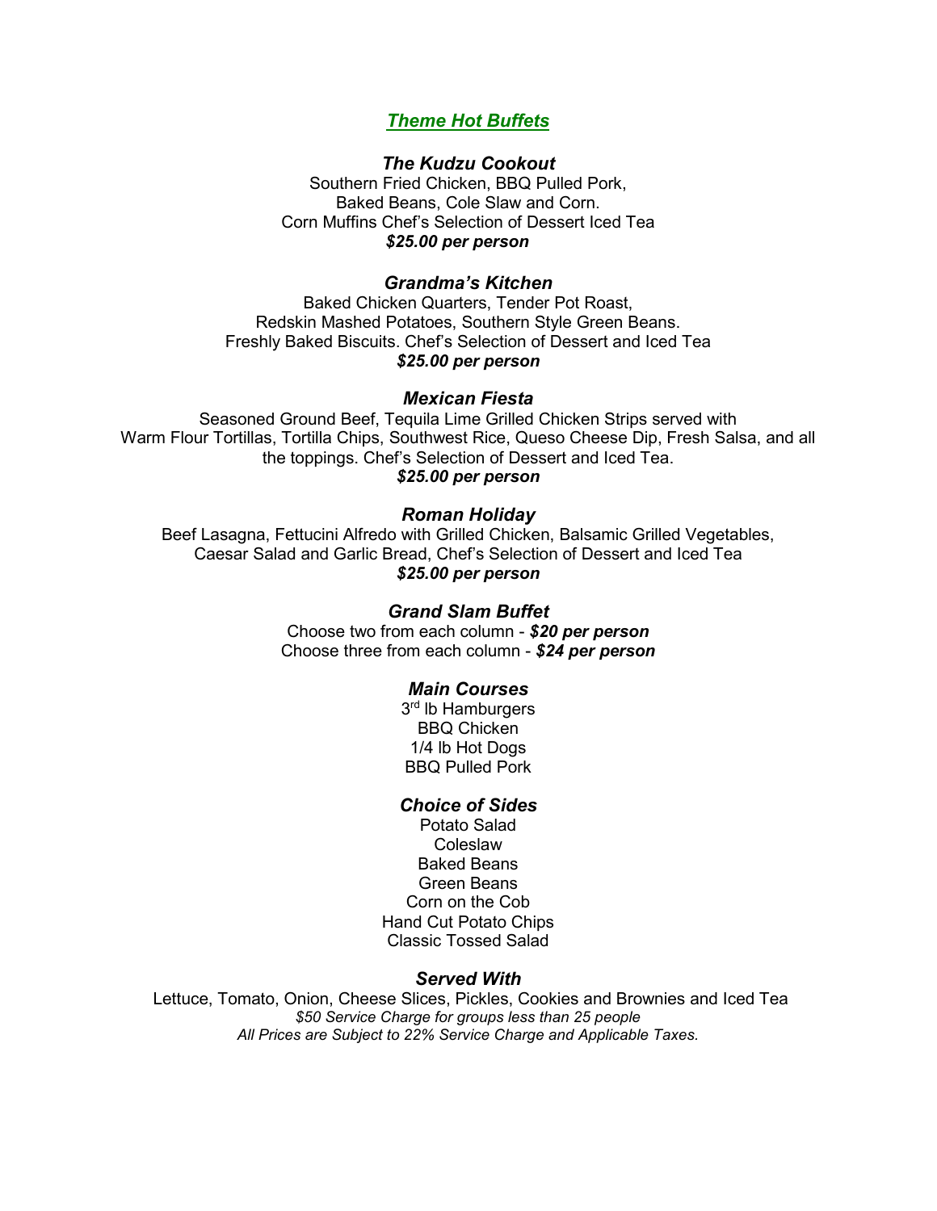## ***Theme Hot Buffets***

### *The Kudzu Cookout*

Southern Fried Chicken, BBQ Pulled Pork,
Baked Beans, Cole Slaw and Corn.
Corn Muffins Chef's Selection of Dessert Iced Tea
***$25.00 per person***

### *Grandma's Kitchen*

Baked Chicken Quarters, Tender Pot Roast,
Redskin Mashed Potatoes, Southern Style Green Beans.
Freshly Baked Biscuits. Chef's Selection of Dessert and Iced Tea
***$25.00 per person***

### *Mexican Fiesta*

Seasoned Ground Beef, Tequila Lime Grilled Chicken Strips served with
Warm Flour Tortillas, Tortilla Chips, Southwest Rice, Queso Cheese Dip, Fresh Salsa, and all the toppings. Chef's Selection of Dessert and Iced Tea.
***$25.00 per person***

### *Roman Holiday*

Beef Lasagna, Fettucini Alfredo with Grilled Chicken, Balsamic Grilled Vegetables,
Caesar Salad and Garlic Bread, Chef's Selection of Dessert and Iced Tea
***$25.00 per person***

### *Grand Slam Buffet*

Choose two from each column - ***$20 per person***
Choose three from each column - ***$24 per person***

#### *Main Courses*

3rd lb Hamburgers
BBQ Chicken
1/4 lb Hot Dogs
BBQ Pulled Pork

#### *Choice of Sides*

Potato Salad
Coleslaw
Baked Beans
Green Beans
Corn on the Cob
Hand Cut Potato Chips
Classic Tossed Salad

#### *Served With*

Lettuce, Tomato, Onion, Cheese Slices, Pickles, Cookies and Brownies and Iced Tea

*$50 Service Charge for groups less than 25 people*

*All Prices are Subject to 22% Service Charge and Applicable Taxes.*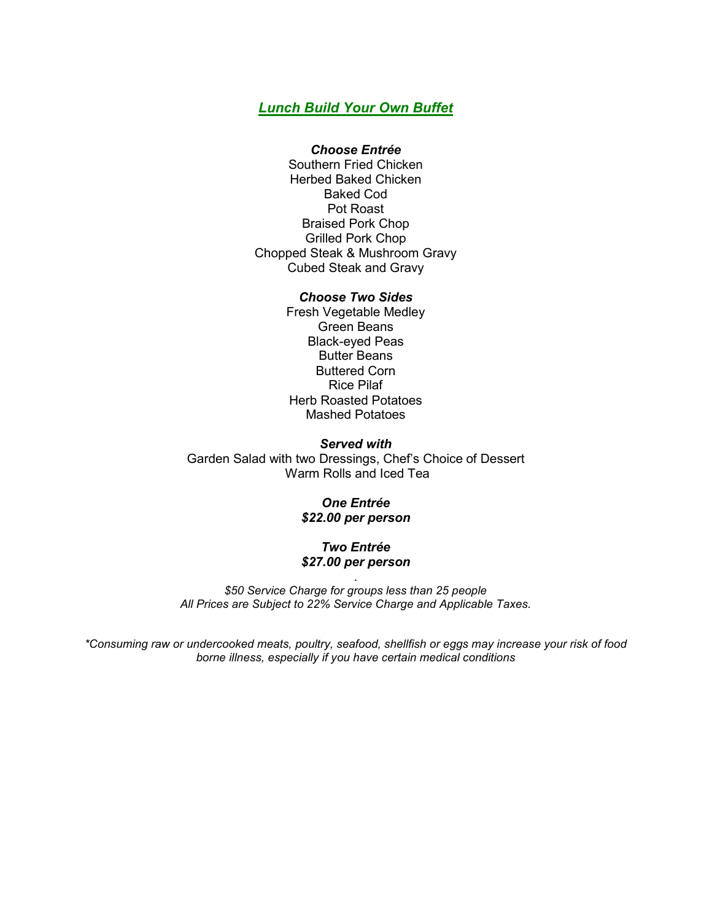## ***Lunch Build Your Own Buffet***

***Choose Entrée***

Southern Fried Chicken
Herbed Baked Chicken
Baked Cod
Pot Roast
Braised Pork Chop
Grilled Pork Chop
Chopped Steak & Mushroom Gravy
Cubed Steak and Gravy

***Choose Two Sides***

Fresh Vegetable Medley
Green Beans
Black-eyed Peas
Butter Beans
Buttered Corn
Rice Pilaf
Herb Roasted Potatoes
Mashed Potatoes

***Served with***

Garden Salad with two Dressings, Chef's Choice of Dessert
Warm Rolls and Iced Tea

***One Entrée***
***$22.00 per person***

***Two Entrée***
***$27.00 per person***

*$50 Service Charge for groups less than 25 people*
*All Prices are Subject to 22% Service Charge and Applicable Taxes.*

**Consuming raw or undercooked meats, poultry, seafood, shellfish or eggs may increase your risk of food borne illness, especially if you have certain medical conditions*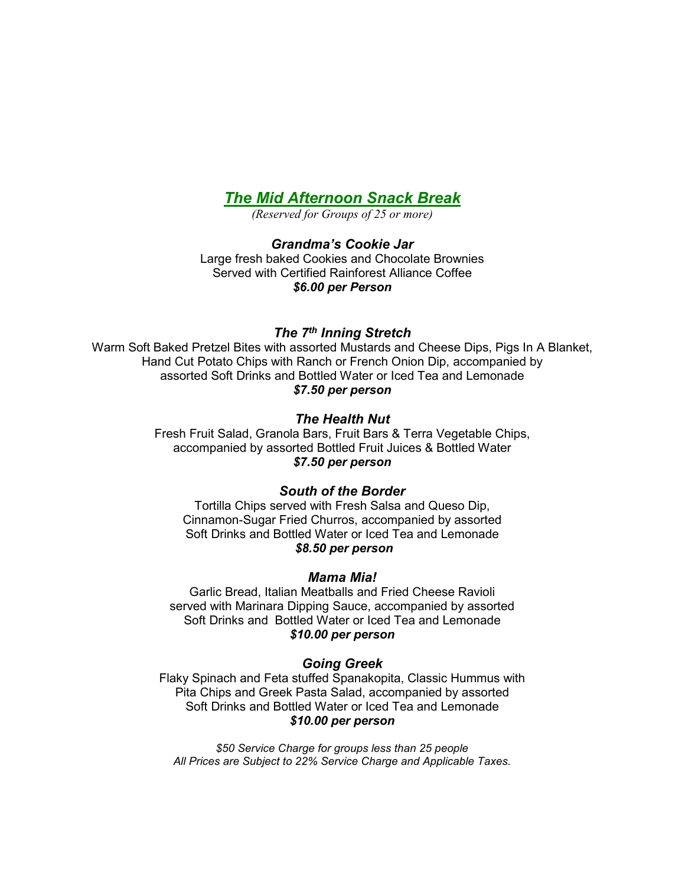# *The Mid Afternoon Snack Break*

*(Reserved for Groups of 25 or more)*

### *Grandma's Cookie Jar*

Large fresh baked Cookies and Chocolate Brownies
Served with Certified Rainforest Alliance Coffee
***$6.00 per Person***

### *The 7th Inning Stretch*

Warm Soft Baked Pretzel Bites with assorted Mustards and Cheese Dips, Pigs In A Blanket, Hand Cut Potato Chips with Ranch or French Onion Dip, accompanied by assorted Soft Drinks and Bottled Water or Iced Tea and Lemonade
***$7.50 per person***

### *The Health Nut*

Fresh Fruit Salad, Granola Bars, Fruit Bars & Terra Vegetable Chips, accompanied by assorted Bottled Fruit Juices & Bottled Water
***$7.50 per person***

### *South of the Border*

Tortilla Chips served with Fresh Salsa and Queso Dip, Cinnamon-Sugar Fried Churros, accompanied by assorted Soft Drinks and Bottled Water or Iced Tea and Lemonade
***$8.50 per person***

### *Mama Mia!*

Garlic Bread, Italian Meatballs and Fried Cheese Ravioli served with Marinara Dipping Sauce, accompanied by assorted Soft Drinks and Bottled Water or Iced Tea and Lemonade
***$10.00 per person***

### *Going Greek*

Flaky Spinach and Feta stuffed Spanakopita, Classic Hummus with Pita Chips and Greek Pasta Salad, accompanied by assorted Soft Drinks and Bottled Water or Iced Tea and Lemonade
***$10.00 per person***

*$50 Service Charge for groups less than 25 people*
*All Prices are Subject to 22% Service Charge and Applicable Taxes.*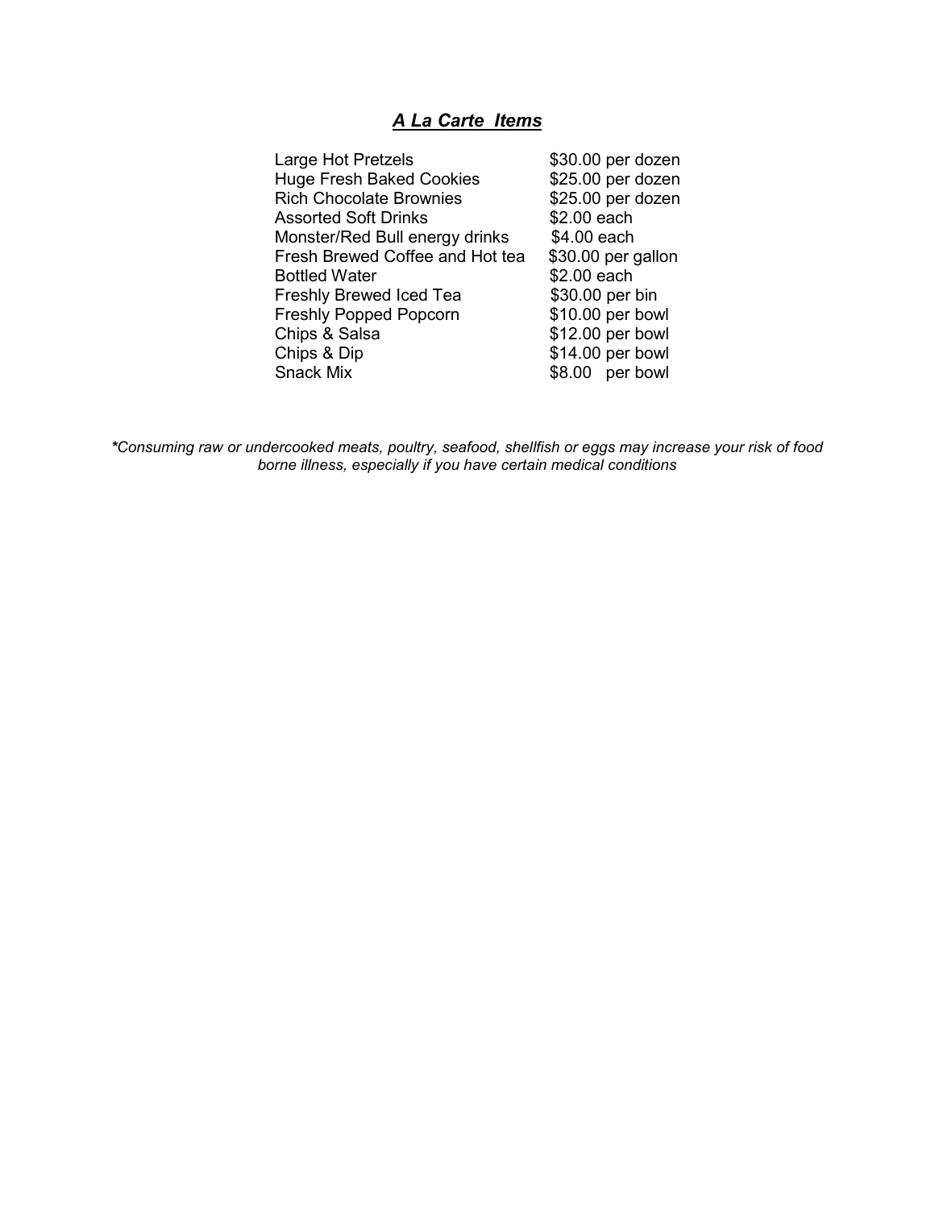## ***A La Carte Items***

| Item | Price |
|---|---|
| Large Hot Pretzels | $30.00 per dozen |
| Huge Fresh Baked Cookies | $25.00 per dozen |
| Rich Chocolate Brownies | $25.00 per dozen |
| Assorted Soft Drinks | $2.00 each |
| Monster/Red Bull energy drinks | $4.00 each |
| Fresh Brewed Coffee and Hot tea | $30.00 per gallon |
| Bottled Water | $2.00 each |
| Freshly Brewed Iced Tea | $30.00 per bin |
| Freshly Popped Popcorn | $10.00 per bowl |
| Chips & Salsa | $12.00 per bowl |
| Chips & Dip | $14.00 per bowl |
| Snack Mix | $8.00 per bowl |

*\*Consuming raw or undercooked meats, poultry, seafood, shellfish or eggs may increase your risk of food borne illness, especially if you have certain medical conditions*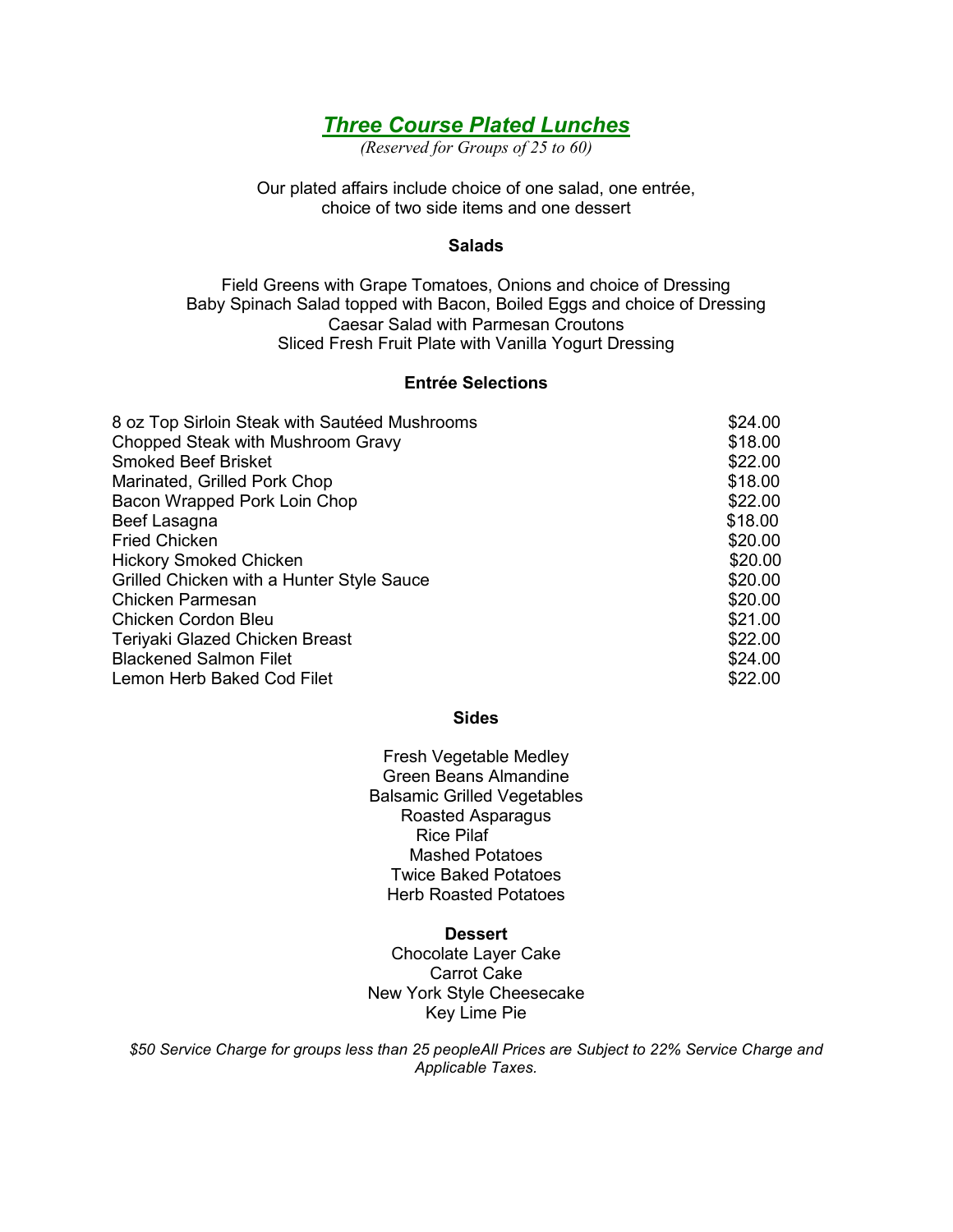# ***Three Course Plated Lunches***

*(Reserved for Groups of 25 to 60)*

Our plated affairs include choice of one salad, one entrée, choice of two side items and one dessert

### Salads

Field Greens with Grape Tomatoes, Onions and choice of Dressing
Baby Spinach Salad topped with Bacon, Boiled Eggs and choice of Dressing
Caesar Salad with Parmesan Croutons
Sliced Fresh Fruit Plate with Vanilla Yogurt Dressing

### Entrée Selections

| Entrée | Price |
|---|---|
| 8 oz Top Sirloin Steak with Sautéed Mushrooms | $24.00 |
| Chopped Steak with Mushroom Gravy | $18.00 |
| Smoked Beef Brisket | $22.00 |
| Marinated, Grilled Pork Chop | $18.00 |
| Bacon Wrapped Pork Loin Chop | $22.00 |
| Beef Lasagna | $18.00 |
| Fried Chicken | $20.00 |
| Hickory Smoked Chicken | $20.00 |
| Grilled Chicken with a Hunter Style Sauce | $20.00 |
| Chicken Parmesan | $20.00 |
| Chicken Cordon Bleu | $21.00 |
| Teriyaki Glazed Chicken Breast | $22.00 |
| Blackened Salmon Filet | $24.00 |
| Lemon Herb Baked Cod Filet | $22.00 |

### Sides

Fresh Vegetable Medley
Green Beans Almandine
Balsamic Grilled Vegetables
Roasted Asparagus
Rice Pilaf
Mashed Potatoes
Twice Baked Potatoes
Herb Roasted Potatoes

### Dessert

Chocolate Layer Cake
Carrot Cake
New York Style Cheesecake
Key Lime Pie

*$50 Service Charge for groups less than 25 peopleAll Prices are Subject to 22% Service Charge and Applicable Taxes.*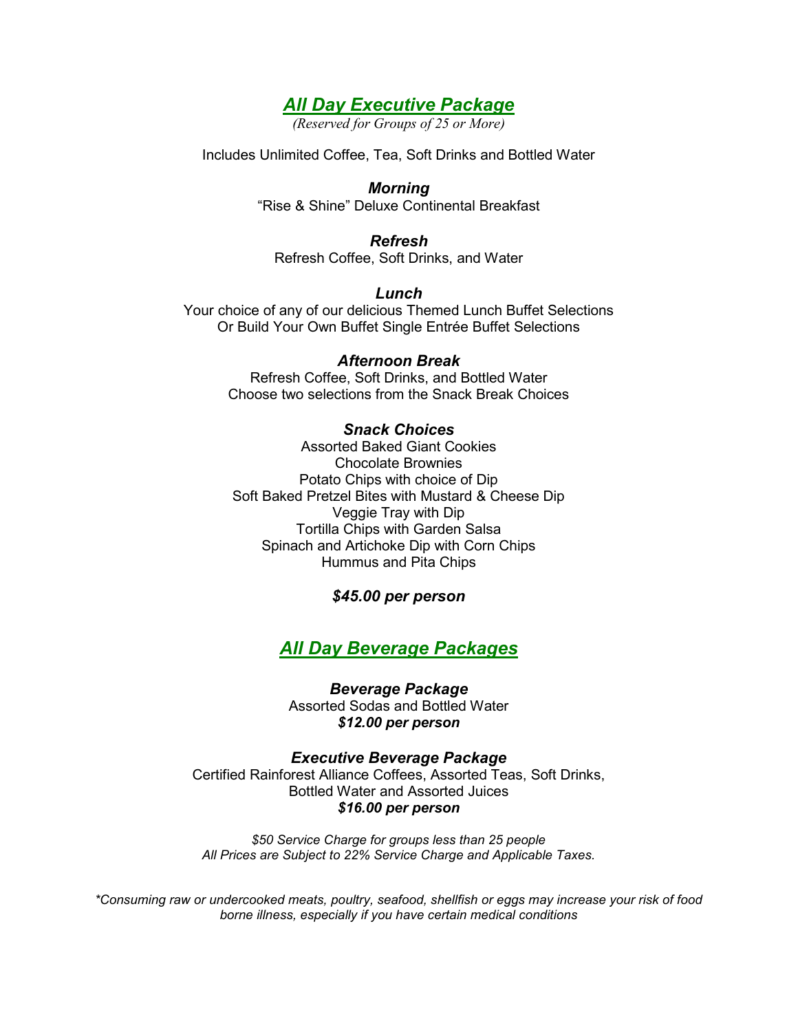## ***All Day Executive Package***

*(Reserved for Groups of 25 or More)*

Includes Unlimited Coffee, Tea, Soft Drinks and Bottled Water

### *Morning*

"Rise & Shine" Deluxe Continental Breakfast

### *Refresh*

Refresh Coffee, Soft Drinks, and Water

### *Lunch*

Your choice of any of our delicious Themed Lunch Buffet Selections
Or Build Your Own Buffet Single Entrée Buffet Selections

### *Afternoon Break*

Refresh Coffee, Soft Drinks, and Bottled Water
Choose two selections from the Snack Break Choices

### *Snack Choices*

Assorted Baked Giant Cookies
Chocolate Brownies
Potato Chips with choice of Dip
Soft Baked Pretzel Bites with Mustard & Cheese Dip
Veggie Tray with Dip
Tortilla Chips with Garden Salsa
Spinach and Artichoke Dip with Corn Chips
Hummus and Pita Chips

***$45.00 per person***

## ***All Day Beverage Packages***

### *Beverage Package*

Assorted Sodas and Bottled Water
***$12.00 per person***

### *Executive Beverage Package*

Certified Rainforest Alliance Coffees, Assorted Teas, Soft Drinks, Bottled Water and Assorted Juices
***$16.00 per person***

*$50 Service Charge for groups less than 25 people*
*All Prices are Subject to 22% Service Charge and Applicable Taxes.*

*\*Consuming raw or undercooked meats, poultry, seafood, shellfish or eggs may increase your risk of food borne illness, especially if you have certain medical conditions*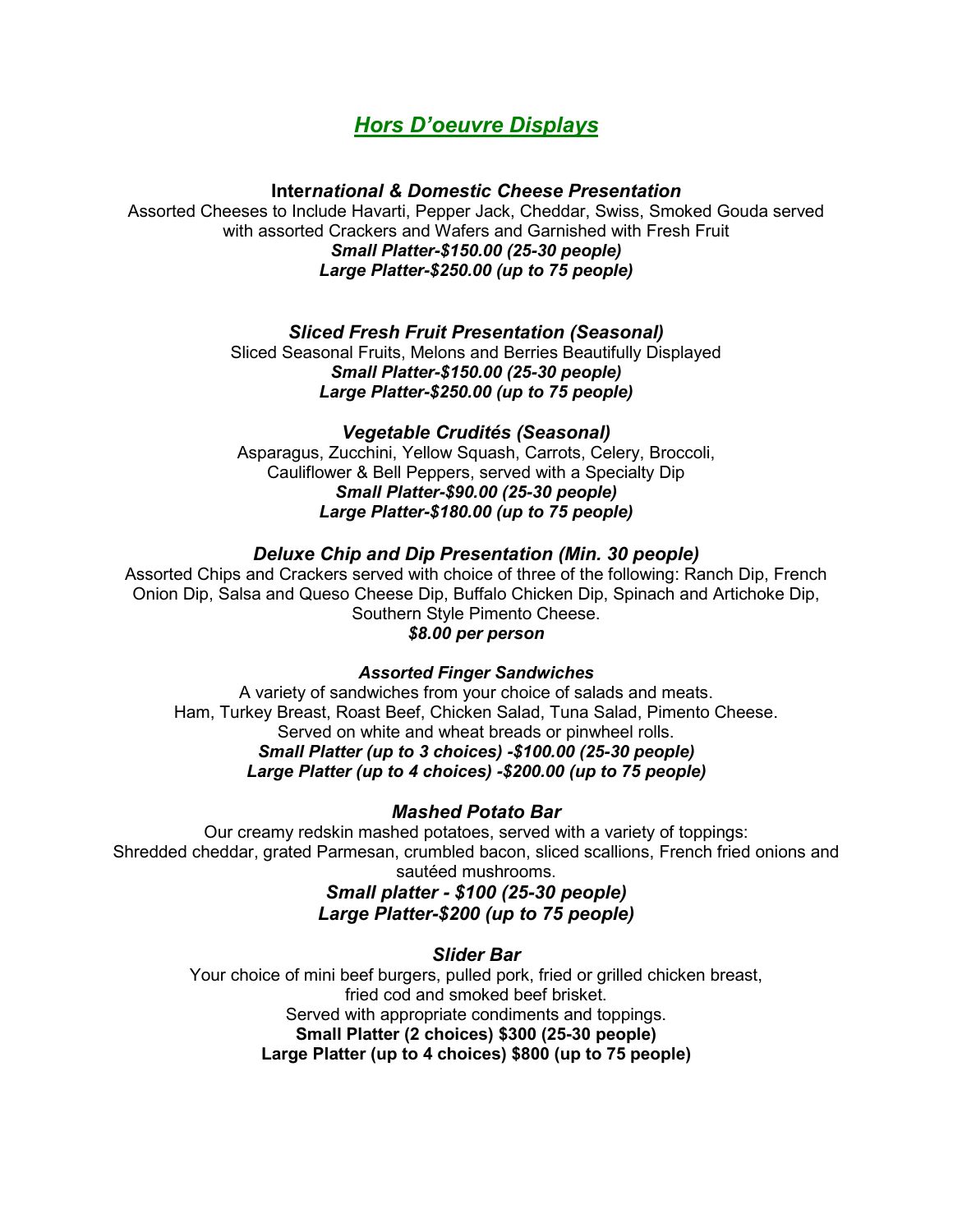# *Hors D'oeuvre Displays*

### International & Domestic Cheese Presentation

Assorted Cheeses to Include Havarti, Pepper Jack, Cheddar, Swiss, Smoked Gouda served with assorted Crackers and Wafers and Garnished with Fresh Fruit

***Small Platter-$150.00 (25-30 people)***
***Large Platter-$250.00 (up to 75 people)***

### *Sliced Fresh Fruit Presentation (Seasonal)*

Sliced Seasonal Fruits, Melons and Berries Beautifully Displayed

***Small Platter-$150.00 (25-30 people)***
***Large Platter-$250.00 (up to 75 people)***

### *Vegetable Crudités (Seasonal)*

Asparagus, Zucchini, Yellow Squash, Carrots, Celery, Broccoli, Cauliflower & Bell Peppers, served with a Specialty Dip

***Small Platter-$90.00 (25-30 people)***
***Large Platter-$180.00 (up to 75 people)***

### *Deluxe Chip and Dip Presentation (Min. 30 people)*

Assorted Chips and Crackers served with choice of three of the following: Ranch Dip, French Onion Dip, Salsa and Queso Cheese Dip, Buffalo Chicken Dip, Spinach and Artichoke Dip, Southern Style Pimento Cheese.

***$8.00 per person***

### *Assorted Finger Sandwiches*

A variety of sandwiches from your choice of salads and meats.
Ham, Turkey Breast, Roast Beef, Chicken Salad, Tuna Salad, Pimento Cheese.
Served on white and wheat breads or pinwheel rolls.

***Small Platter (up to 3 choices) -$100.00 (25-30 people)***
***Large Platter (up to 4 choices) -$200.00 (up to 75 people)***

### *Mashed Potato Bar*

Our creamy redskin mashed potatoes, served with a variety of toppings:
Shredded cheddar, grated Parmesan, crumbled bacon, sliced scallions, French fried onions and sautéed mushrooms.

***Small platter - $100 (25-30 people)***
***Large Platter-$200 (up to 75 people)***

### *Slider Bar*

Your choice of mini beef burgers, pulled pork, fried or grilled chicken breast, fried cod and smoked beef brisket.
Served with appropriate condiments and toppings.

**Small Platter (2 choices) $300 (25-30 people)**
**Large Platter (up to 4 choices) $800 (up to 75 people)**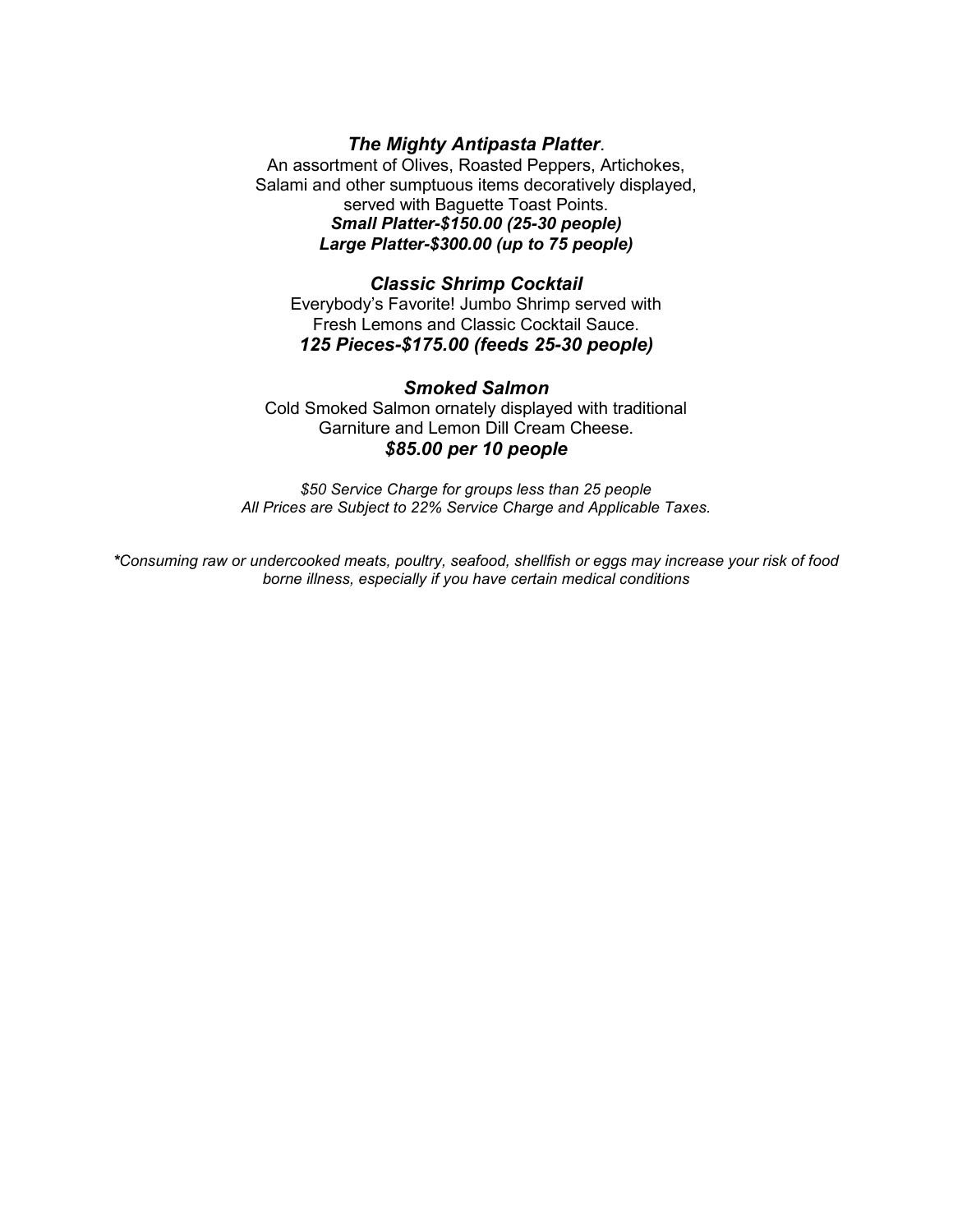### *The Mighty Antipasta Platter*.

An assortment of Olives, Roasted Peppers, Artichokes, Salami and other sumptuous items decoratively displayed, served with Baguette Toast Points.

***Small Platter-$150.00 (25-30 people)***
***Large Platter-$300.00 (up to 75 people)***

### *Classic Shrimp Cocktail*

Everybody's Favorite! Jumbo Shrimp served with Fresh Lemons and Classic Cocktail Sauce.

***125 Pieces-$175.00 (feeds 25-30 people)***

### *Smoked Salmon*

Cold Smoked Salmon ornately displayed with traditional Garniture and Lemon Dill Cream Cheese.

***$85.00 per 10 people***

*$50 Service Charge for groups less than 25 people*
*All Prices are Subject to 22% Service Charge and Applicable Taxes.*

***\****Consuming raw or undercooked meats, poultry, seafood, shellfish or eggs may increase your risk of food borne illness, especially if you have certain medical conditions*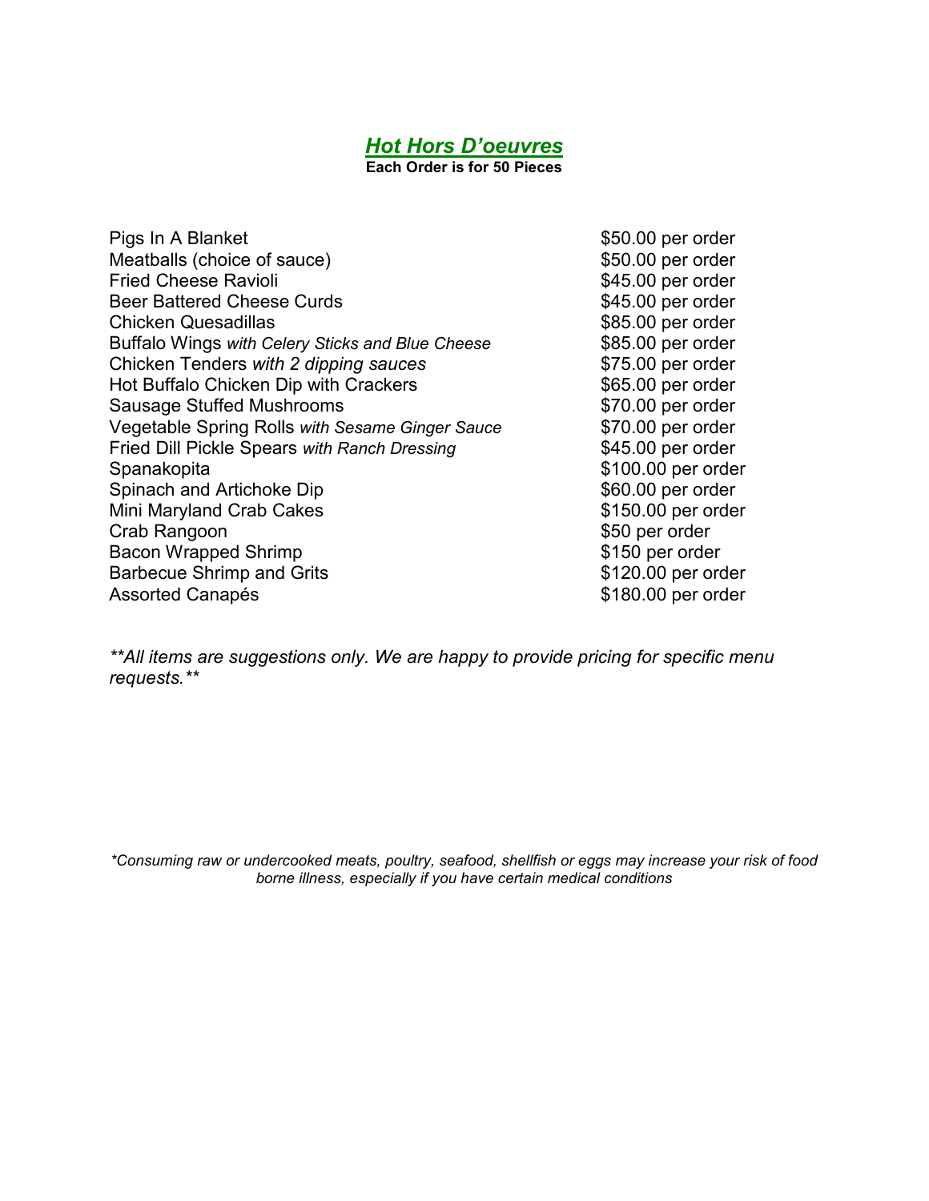## ***Hot Hors D'oeuvres***

**Each Order is for 50 Pieces**

| Item | Price |
| --- | --- |
| Pigs In A Blanket | \$50.00 per order |
| Meatballs (choice of sauce) | \$50.00 per order |
| Fried Cheese Ravioli | \$45.00 per order |
| Beer Battered Cheese Curds | \$45.00 per order |
| Chicken Quesadillas | \$85.00 per order |
| Buffalo Wings *with Celery Sticks and Blue Cheese* | \$85.00 per order |
| Chicken Tenders *with 2 dipping sauces* | \$75.00 per order |
| Hot Buffalo Chicken Dip with Crackers | \$65.00 per order |
| Sausage Stuffed Mushrooms | \$70.00 per order |
| Vegetable Spring Rolls *with Sesame Ginger Sauce* | \$70.00 per order |
| Fried Dill Pickle Spears *with Ranch Dressing* | \$45.00 per order |
| Spanakopita | \$100.00 per order |
| Spinach and Artichoke Dip | \$60.00 per order |
| Mini Maryland Crab Cakes | \$150.00 per order |
| Crab Rangoon | \$50 per order |
| Bacon Wrapped Shrimp | \$150 per order |
| Barbecue Shrimp and Grits | \$120.00 per order |
| Assorted Canapés | \$180.00 per order |

***All items are suggestions only. We are happy to provide pricing for specific menu requests.***

**Consuming raw or undercooked meats, poultry, seafood, shellfish or eggs may increase your risk of food borne illness, especially if you have certain medical conditions*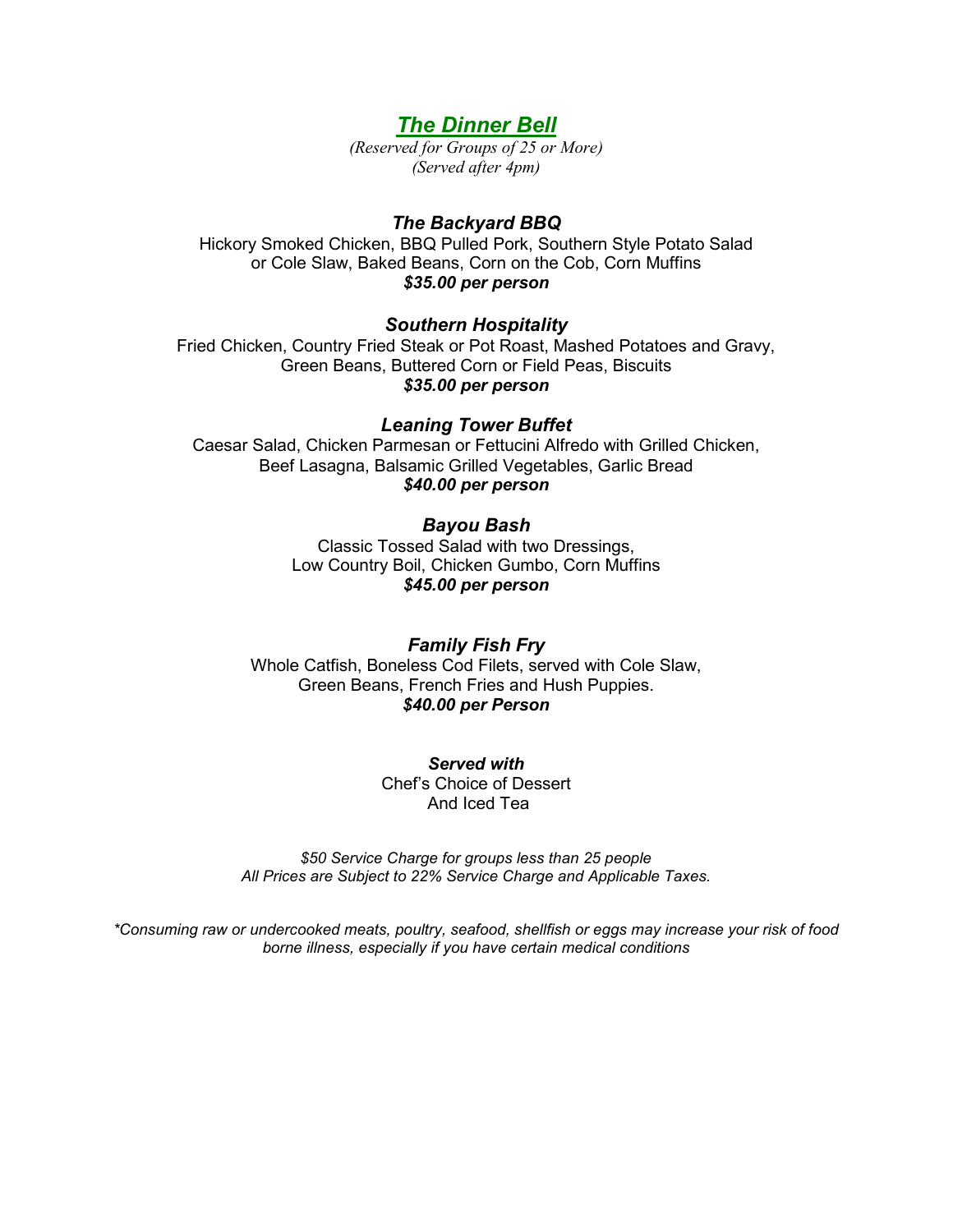# ***The Dinner Bell***

*(Reserved for Groups of 25 or More)*
*(Served after 4pm)*

### *The Backyard BBQ*

Hickory Smoked Chicken, BBQ Pulled Pork, Southern Style Potato Salad or Cole Slaw, Baked Beans, Corn on the Cob, Corn Muffins

***$35.00 per person***

### *Southern Hospitality*

Fried Chicken, Country Fried Steak or Pot Roast, Mashed Potatoes and Gravy, Green Beans, Buttered Corn or Field Peas, Biscuits

***$35.00 per person***

### *Leaning Tower Buffet*

Caesar Salad, Chicken Parmesan or Fettucini Alfredo with Grilled Chicken, Beef Lasagna, Balsamic Grilled Vegetables, Garlic Bread

***$40.00 per person***

### *Bayou Bash*

Classic Tossed Salad with two Dressings,
Low Country Boil, Chicken Gumbo, Corn Muffins

***$45.00 per person***

### *Family Fish Fry*

Whole Catfish, Boneless Cod Filets, served with Cole Slaw, Green Beans, French Fries and Hush Puppies.

***$40.00 per Person***

***Served with***

Chef's Choice of Dessert
And Iced Tea

*$50 Service Charge for groups less than 25 people*
*All Prices are Subject to 22% Service Charge and Applicable Taxes.*

**Consuming raw or undercooked meats, poultry, seafood, shellfish or eggs may increase your risk of food borne illness, especially if you have certain medical conditions*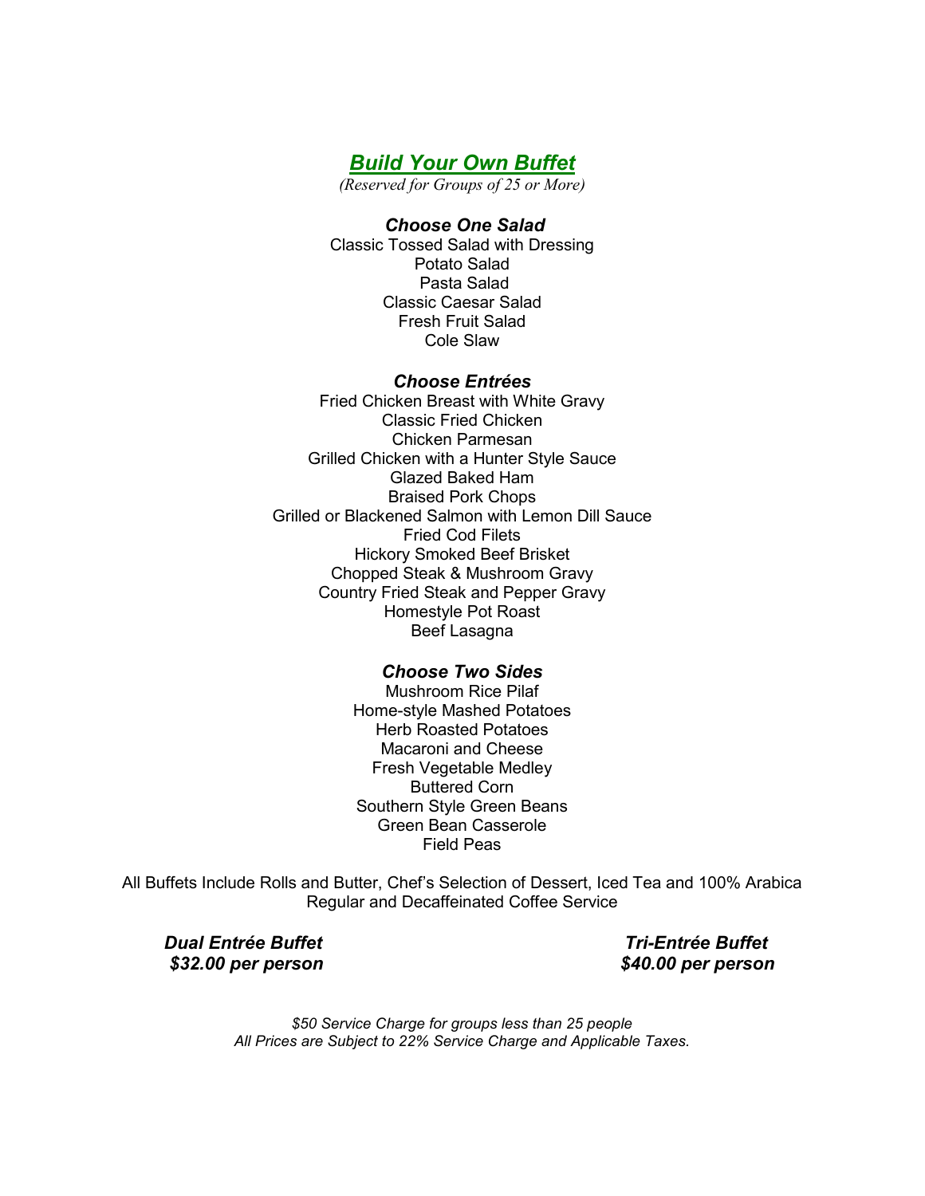# ***Build Your Own Buffet***

*(Reserved for Groups of 25 or More)*

### *Choose One Salad*

Classic Tossed Salad with Dressing
Potato Salad
Pasta Salad
Classic Caesar Salad
Fresh Fruit Salad
Cole Slaw

### *Choose Entrées*

Fried Chicken Breast with White Gravy
Classic Fried Chicken
Chicken Parmesan
Grilled Chicken with a Hunter Style Sauce
Glazed Baked Ham
Braised Pork Chops
Grilled or Blackened Salmon with Lemon Dill Sauce
Fried Cod Filets
Hickory Smoked Beef Brisket
Chopped Steak & Mushroom Gravy
Country Fried Steak and Pepper Gravy
Homestyle Pot Roast
Beef Lasagna

### *Choose Two Sides*

Mushroom Rice Pilaf
Home-style Mashed Potatoes
Herb Roasted Potatoes
Macaroni and Cheese
Fresh Vegetable Medley
Buttered Corn
Southern Style Green Beans
Green Bean Casserole
Field Peas

All Buffets Include Rolls and Butter, Chef's Selection of Dessert, Iced Tea and 100% Arabica Regular and Decaffeinated Coffee Service

***Dual Entrée Buffet***
***$32.00 per person***

***Tri-Entrée Buffet***
***$40.00 per person***

*$50 Service Charge for groups less than 25 people*
*All Prices are Subject to 22% Service Charge and Applicable Taxes.*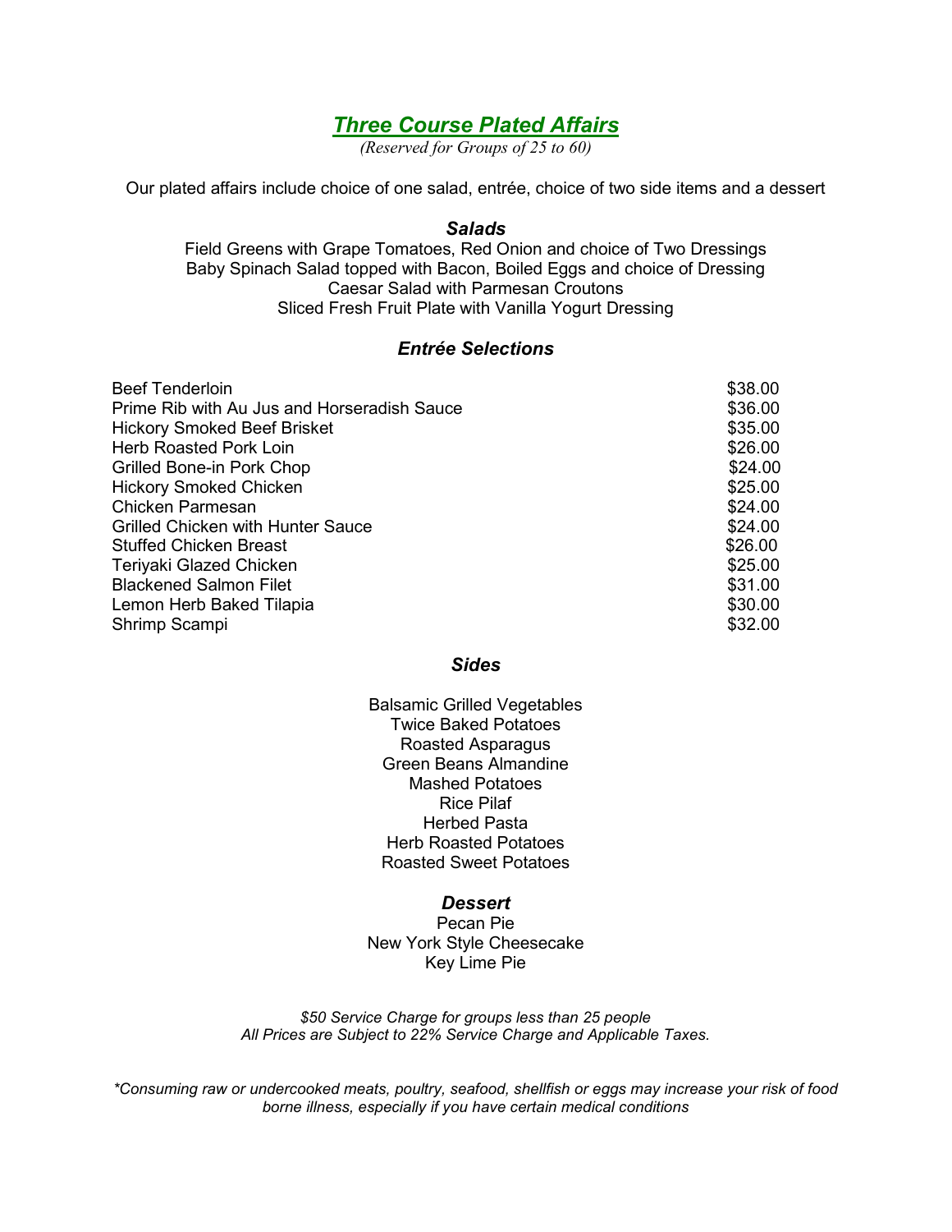# ***Three Course Plated Affairs***

*(Reserved for Groups of 25 to 60)*

Our plated affairs include choice of one salad, entrée, choice of two side items and a dessert

### *Salads*

Field Greens with Grape Tomatoes, Red Onion and choice of Two Dressings
Baby Spinach Salad topped with Bacon, Boiled Eggs and choice of Dressing
Caesar Salad with Parmesan Croutons
Sliced Fresh Fruit Plate with Vanilla Yogurt Dressing

### *Entrée Selections*

| | |
|---|---|
| Beef Tenderloin | $38.00 |
| Prime Rib with Au Jus and Horseradish Sauce | $36.00 |
| Hickory Smoked Beef Brisket | $35.00 |
| Herb Roasted Pork Loin | $26.00 |
| Grilled Bone-in Pork Chop | $24.00 |
| Hickory Smoked Chicken | $25.00 |
| Chicken Parmesan | $24.00 |
| Grilled Chicken with Hunter Sauce | $24.00 |
| Stuffed Chicken Breast | $26.00 |
| Teriyaki Glazed Chicken | $25.00 |
| Blackened Salmon Filet | $31.00 |
| Lemon Herb Baked Tilapia | $30.00 |
| Shrimp Scampi | $32.00 |

### *Sides*

Balsamic Grilled Vegetables
Twice Baked Potatoes
Roasted Asparagus
Green Beans Almandine
Mashed Potatoes
Rice Pilaf
Herbed Pasta
Herb Roasted Potatoes
Roasted Sweet Potatoes

### *Dessert*

Pecan Pie
New York Style Cheesecake
Key Lime Pie

*$50 Service Charge for groups less than 25 people*
*All Prices are Subject to 22% Service Charge and Applicable Taxes.*

**Consuming raw or undercooked meats, poultry, seafood, shellfish or eggs may increase your risk of food borne illness, especially if you have certain medical conditions*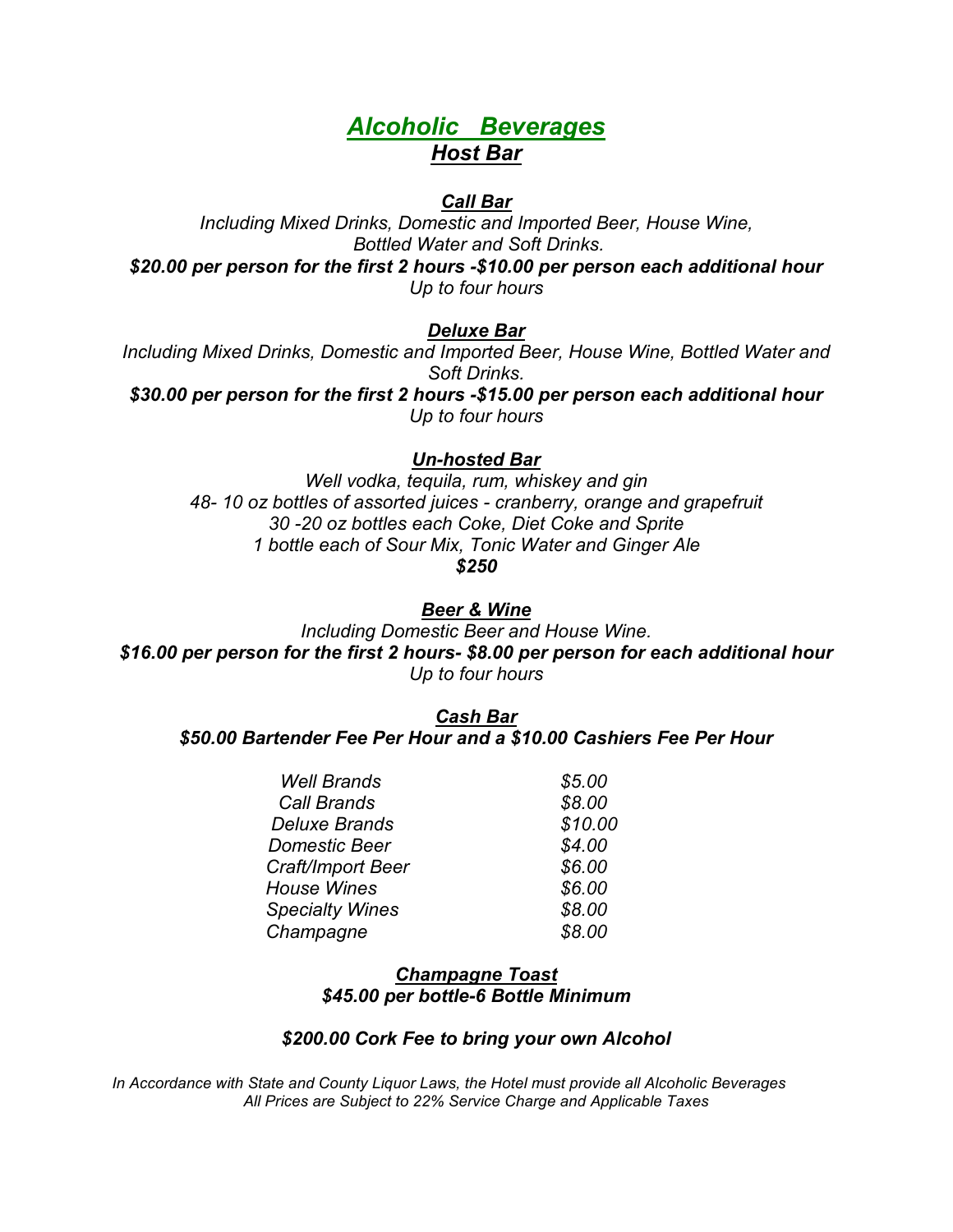# *Alcoholic Beverages*

## *Host Bar*

### *Call Bar*

*Including Mixed Drinks, Domestic and Imported Beer, House Wine, Bottled Water and Soft Drinks.*

***$20.00 per person for the first 2 hours -$10.00 per person each additional hour***

*Up to four hours*

### *Deluxe Bar*

*Including Mixed Drinks, Domestic and Imported Beer, House Wine, Bottled Water and Soft Drinks.*

***$30.00 per person for the first 2 hours -$15.00 per person each additional hour***

*Up to four hours*

### *Un-hosted Bar*

*Well vodka, tequila, rum, whiskey and gin*

*48- 10 oz bottles of assorted juices - cranberry, orange and grapefruit*

*30 -20 oz bottles each Coke, Diet Coke and Sprite*

*1 bottle each of Sour Mix, Tonic Water and Ginger Ale*

***$250***

### *Beer & Wine*

*Including Domestic Beer and House Wine.*

***$16.00 per person for the first 2 hours- $8.00 per person for each additional hour***

*Up to four hours*

### *Cash Bar*

***$50.00 Bartender Fee Per Hour and a $10.00 Cashiers Fee Per Hour***

| | |
|---|---|
| *Well Brands* | *$5.00* |
| *Call Brands* | *$8.00* |
| *Deluxe Brands* | *$10.00* |
| *Domestic Beer* | *$4.00* |
| *Craft/Import Beer* | *$6.00* |
| *House Wines* | *$6.00* |
| *Specialty Wines* | *$8.00* |
| *Champagne* | *$8.00* |

### *Champagne Toast*

***$45.00 per bottle-6 Bottle Minimum***

***$200.00 Cork Fee to bring your own Alcohol***

*In Accordance with State and County Liquor Laws, the Hotel must provide all Alcoholic Beverages*

*All Prices are Subject to 22% Service Charge and Applicable Taxes*